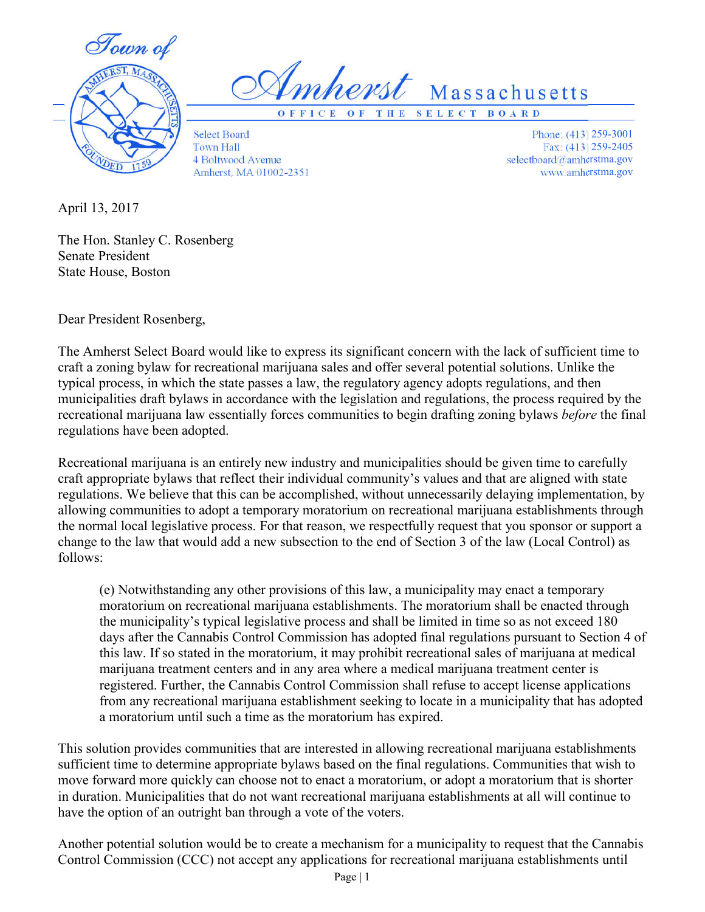# Town of Amherst Massachusetts

**OFFICE OF THE SELECT BOARD**

Select Board
Town Hall
4 Boltwood Avenue
Amherst, MA 01002-2351

Phone: (413) 259-3001
Fax: (413) 259-2405
selectboard@amherstma.gov
www.amherstma.gov

April 13, 2017

The Hon. Stanley C. Rosenberg
Senate President
State House, Boston

Dear President Rosenberg,

The Amherst Select Board would like to express its significant concern with the lack of sufficient time to craft a zoning bylaw for recreational marijuana sales and offer several potential solutions. Unlike the typical process, in which the state passes a law, the regulatory agency adopts regulations, and then municipalities draft bylaws in accordance with the legislation and regulations, the process required by the recreational marijuana law essentially forces communities to begin drafting zoning bylaws *before* the final regulations have been adopted.

Recreational marijuana is an entirely new industry and municipalities should be given time to carefully craft appropriate bylaws that reflect their individual community's values and that are aligned with state regulations. We believe that this can be accomplished, without unnecessarily delaying implementation, by allowing communities to adopt a temporary moratorium on recreational marijuana establishments through the normal local legislative process. For that reason, we respectfully request that you sponsor or support a change to the law that would add a new subsection to the end of Section 3 of the law (Local Control) as follows:

> (e) Notwithstanding any other provisions of this law, a municipality may enact a temporary moratorium on recreational marijuana establishments. The moratorium shall be enacted through the municipality's typical legislative process and shall be limited in time so as not exceed 180 days after the Cannabis Control Commission has adopted final regulations pursuant to Section 4 of this law. If so stated in the moratorium, it may prohibit recreational sales of marijuana at medical marijuana treatment centers and in any area where a medical marijuana treatment center is registered. Further, the Cannabis Control Commission shall refuse to accept license applications from any recreational marijuana establishment seeking to locate in a municipality that has adopted a moratorium until such a time as the moratorium has expired.

This solution provides communities that are interested in allowing recreational marijuana establishments sufficient time to determine appropriate bylaws based on the final regulations. Communities that wish to move forward more quickly can choose not to enact a moratorium, or adopt a moratorium that is shorter in duration. Municipalities that do not want recreational marijuana establishments at all will continue to have the option of an outright ban through a vote of the voters.

Another potential solution would be to create a mechanism for a municipality to request that the Cannabis Control Commission (CCC) not accept any applications for recreational marijuana establishments until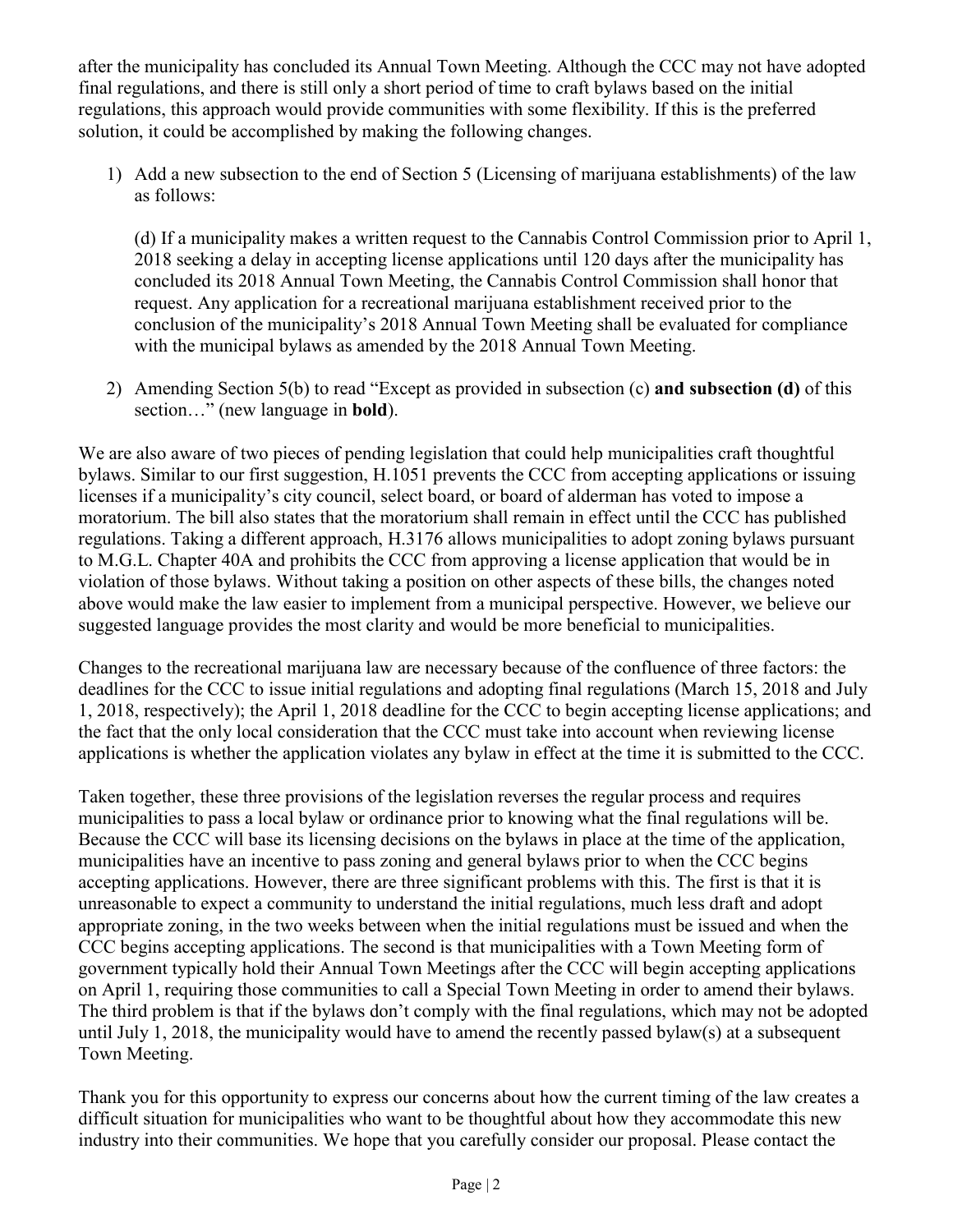after the municipality has concluded its Annual Town Meeting. Although the CCC may not have adopted final regulations, and there is still only a short period of time to craft bylaws based on the initial regulations, this approach would provide communities with some flexibility. If this is the preferred solution, it could be accomplished by making the following changes.

1) Add a new subsection to the end of Section 5 (Licensing of marijuana establishments) of the law as follows:

   (d) If a municipality makes a written request to the Cannabis Control Commission prior to April 1, 2018 seeking a delay in accepting license applications until 120 days after the municipality has concluded its 2018 Annual Town Meeting, the Cannabis Control Commission shall honor that request. Any application for a recreational marijuana establishment received prior to the conclusion of the municipality's 2018 Annual Town Meeting shall be evaluated for compliance with the municipal bylaws as amended by the 2018 Annual Town Meeting.

2) Amending Section 5(b) to read "Except as provided in subsection (c) **and subsection (d)** of this section…" (new language in **bold**).

We are also aware of two pieces of pending legislation that could help municipalities craft thoughtful bylaws. Similar to our first suggestion, H.1051 prevents the CCC from accepting applications or issuing licenses if a municipality's city council, select board, or board of alderman has voted to impose a moratorium. The bill also states that the moratorium shall remain in effect until the CCC has published regulations. Taking a different approach, H.3176 allows municipalities to adopt zoning bylaws pursuant to M.G.L. Chapter 40A and prohibits the CCC from approving a license application that would be in violation of those bylaws. Without taking a position on other aspects of these bills, the changes noted above would make the law easier to implement from a municipal perspective. However, we believe our suggested language provides the most clarity and would be more beneficial to municipalities.

Changes to the recreational marijuana law are necessary because of the confluence of three factors: the deadlines for the CCC to issue initial regulations and adopting final regulations (March 15, 2018 and July 1, 2018, respectively); the April 1, 2018 deadline for the CCC to begin accepting license applications; and the fact that the only local consideration that the CCC must take into account when reviewing license applications is whether the application violates any bylaw in effect at the time it is submitted to the CCC.

Taken together, these three provisions of the legislation reverses the regular process and requires municipalities to pass a local bylaw or ordinance prior to knowing what the final regulations will be. Because the CCC will base its licensing decisions on the bylaws in place at the time of the application, municipalities have an incentive to pass zoning and general bylaws prior to when the CCC begins accepting applications. However, there are three significant problems with this. The first is that it is unreasonable to expect a community to understand the initial regulations, much less draft and adopt appropriate zoning, in the two weeks between when the initial regulations must be issued and when the CCC begins accepting applications. The second is that municipalities with a Town Meeting form of government typically hold their Annual Town Meetings after the CCC will begin accepting applications on April 1, requiring those communities to call a Special Town Meeting in order to amend their bylaws. The third problem is that if the bylaws don't comply with the final regulations, which may not be adopted until July 1, 2018, the municipality would have to amend the recently passed bylaw(s) at a subsequent Town Meeting.

Thank you for this opportunity to express our concerns about how the current timing of the law creates a difficult situation for municipalities who want to be thoughtful about how they accommodate this new industry into their communities. We hope that you carefully consider our proposal. Please contact the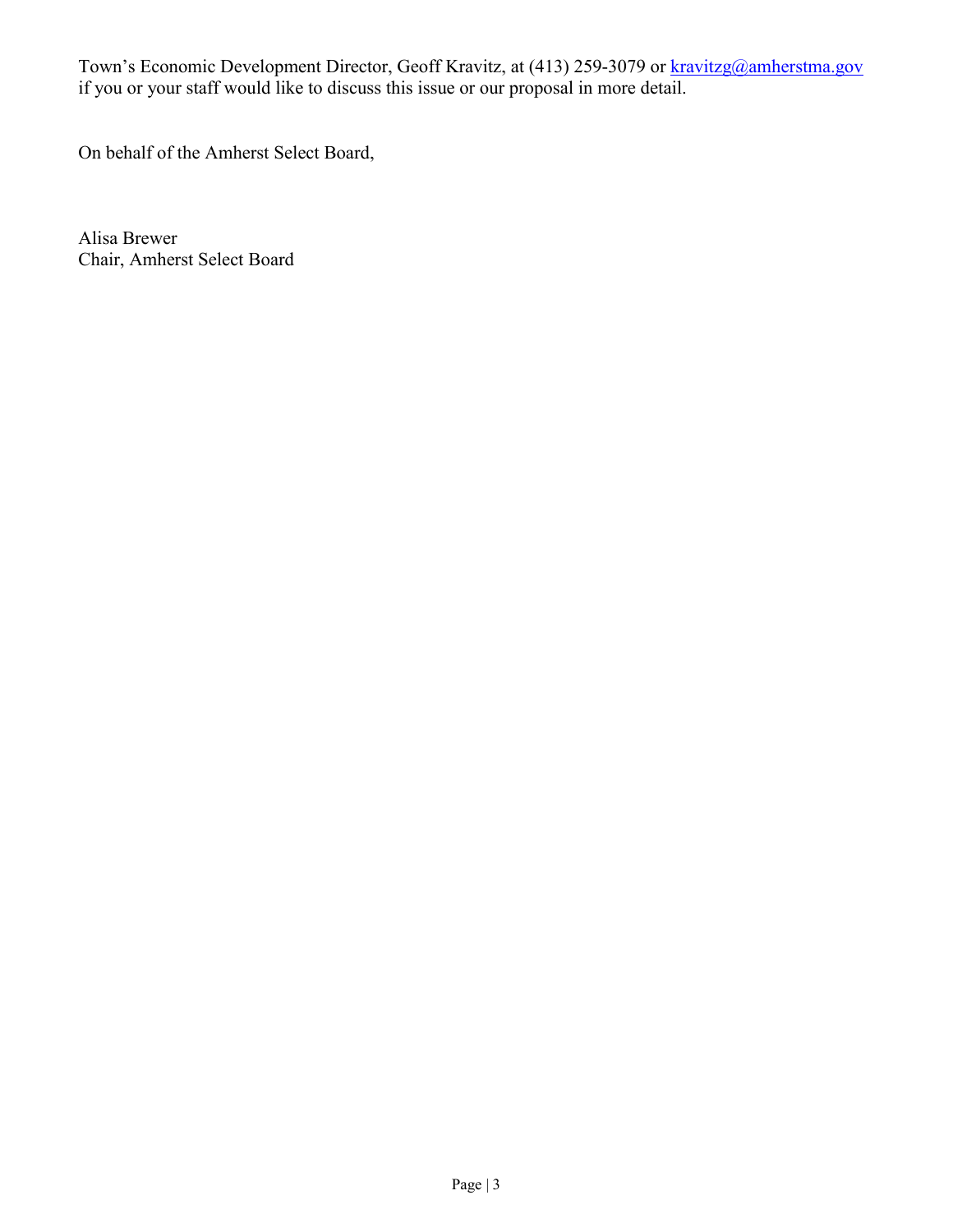Town's Economic Development Director, Geoff Kravitz, at (413) 259-3079 or [kravitzg@amherstma.gov](mailto:kravitzg@amherstma.gov) if you or your staff would like to discuss this issue or our proposal in more detail.

On behalf of the Amherst Select Board,

Alisa Brewer
Chair, Amherst Select Board